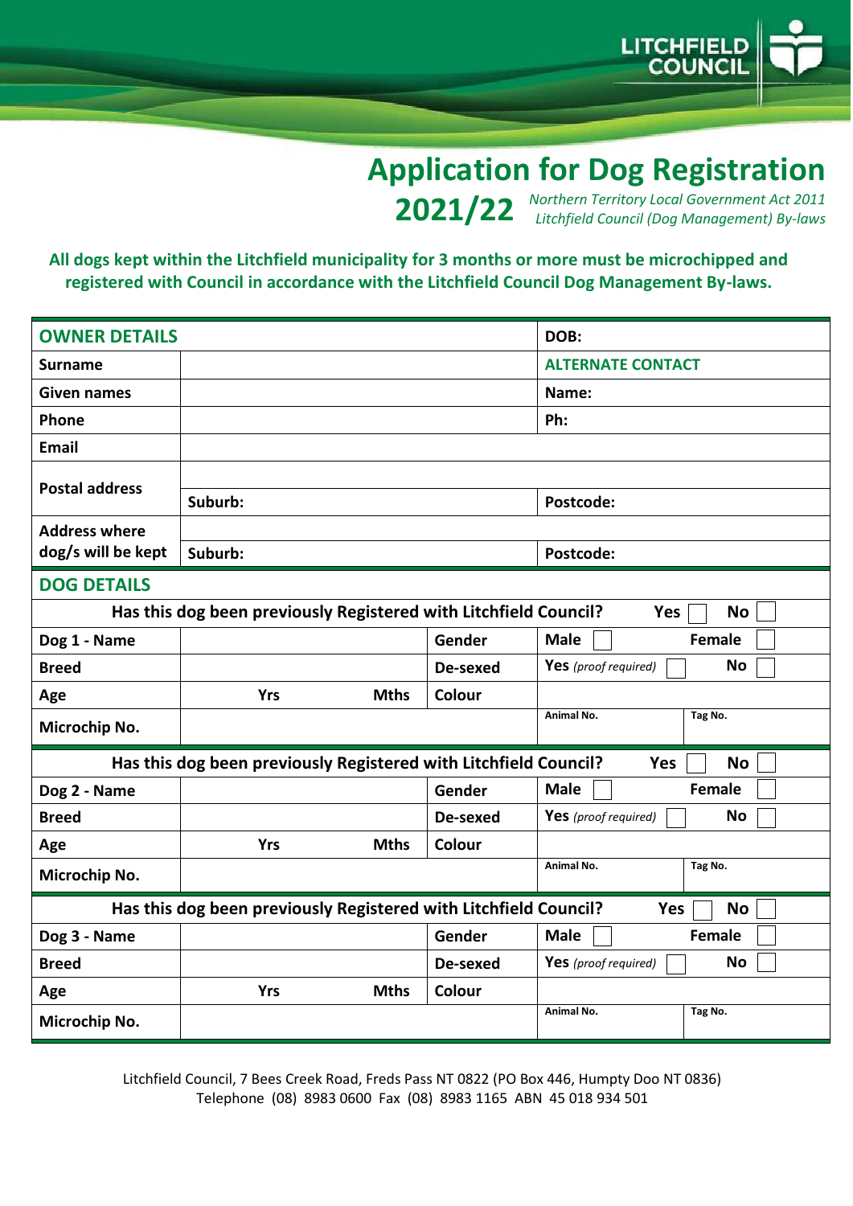LITCHFIELD COUNCIL

# Application for Dog Registration 2021/22

*Northern Territory Local Government Act 2011*
*Litchfield Council (Dog Management) By-laws*

**All dogs kept within the Litchfield municipality for 3 months or more must be microchipped and registered with Council in accordance with the Litchfield Council Dog Management By-laws.**

| **OWNER DETAILS** | | | **DOB:** |
|---|---|---|---|
| **Surname** | | | **ALTERNATE CONTACT** |
| **Given names** | | | **Name:** |
| **Phone** | | | **Ph:** |
| **Email** | | | |
| **Postal address** | | | |
| | **Suburb:** | | **Postcode:** |
| **Address where dog/s will be kept** | | | |
| | **Suburb:** | | **Postcode:** |

## DOG DETAILS

**Has this dog been previously Registered with Litchfield Council?** Yes ☐ No ☐

| | | | |
|---|---|---|---|
| **Dog 1 - Name** | | **Gender** | **Male** ☐ **Female** ☐ |
| **Breed** | | **De-sexed** | **Yes** *(proof required)* ☐ **No** ☐ |
| **Age** | **Yrs** **Mths** | **Colour** | |
| **Microchip No.** | | | Animal No. / Tag No. |

**Has this dog been previously Registered with Litchfield Council?** Yes ☐ No ☐

| | | | |
|---|---|---|---|
| **Dog 2 - Name** | | **Gender** | **Male** ☐ **Female** ☐ |
| **Breed** | | **De-sexed** | **Yes** *(proof required)* ☐ **No** ☐ |
| **Age** | **Yrs** **Mths** | **Colour** | |
| **Microchip No.** | | | Animal No. / Tag No. |

**Has this dog been previously Registered with Litchfield Council?** Yes ☐ No ☐

| | | | |
|---|---|---|---|
| **Dog 3 - Name** | | **Gender** | **Male** ☐ **Female** ☐ |
| **Breed** | | **De-sexed** | **Yes** *(proof required)* ☐ **No** ☐ |
| **Age** | **Yrs** **Mths** | **Colour** | |
| **Microchip No.** | | | Animal No. / Tag No. |

Litchfield Council, 7 Bees Creek Road, Freds Pass NT 0822 (PO Box 446, Humpty Doo NT 0836)
Telephone (08) 8983 0600 Fax (08) 8983 1165 ABN 45 018 934 501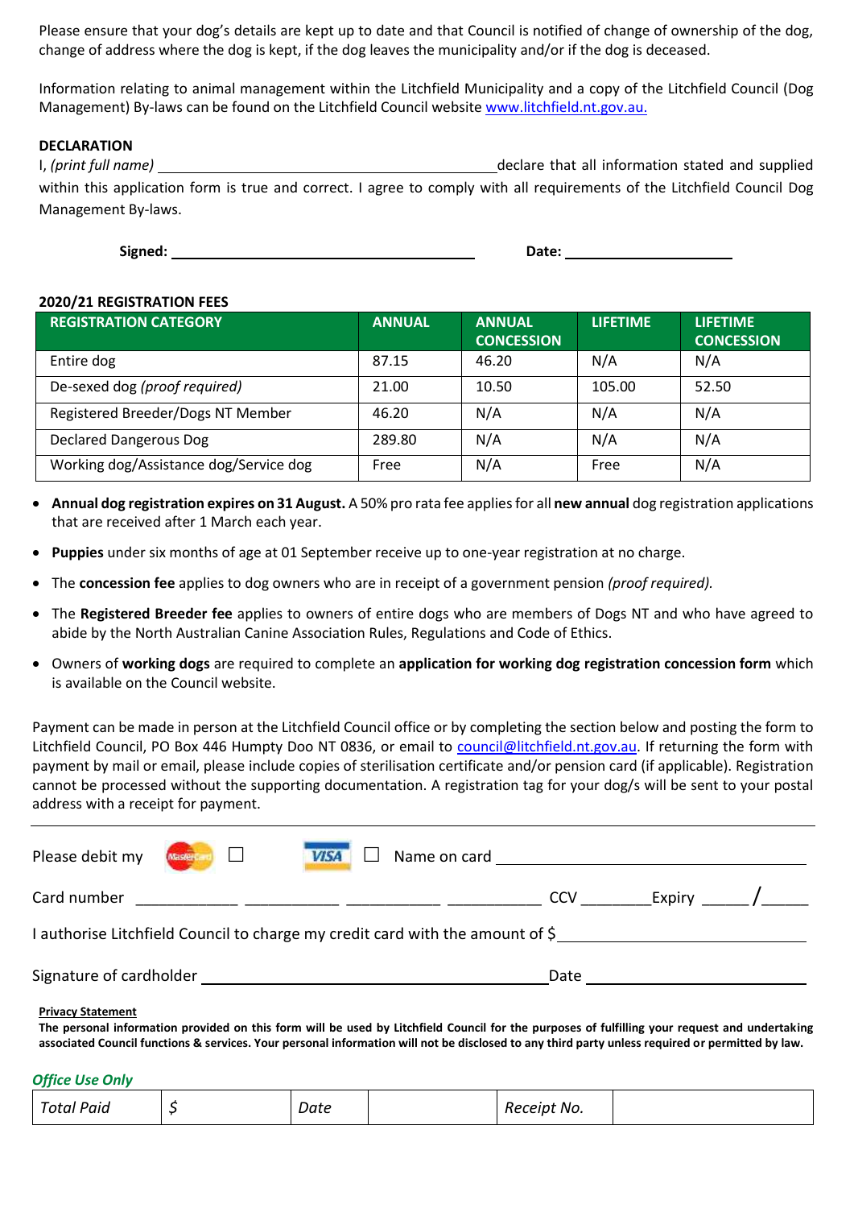Please ensure that your dog's details are kept up to date and that Council is notified of change of ownership of the dog, change of address where the dog is kept, if the dog leaves the municipality and/or if the dog is deceased.

Information relating to animal management within the Litchfield Municipality and a copy of the Litchfield Council (Dog Management) By-laws can be found on the Litchfield Council website www.litchfield.nt.gov.au.

**DECLARATION**

I, *(print full name)* ______________________________ declare that all information stated and supplied within this application form is true and correct. I agree to comply with all requirements of the Litchfield Council Dog Management By-laws.

**Signed:** ______________________________ **Date:** ____________________

**2020/21 REGISTRATION FEES**

| REGISTRATION CATEGORY | ANNUAL | ANNUAL CONCESSION | LIFETIME | LIFETIME CONCESSION |
|---|---|---|---|---|
| Entire dog | 87.15 | 46.20 | N/A | N/A |
| De-sexed dog *(proof required)* | 21.00 | 10.50 | 105.00 | 52.50 |
| Registered Breeder/Dogs NT Member | 46.20 | N/A | N/A | N/A |
| Declared Dangerous Dog | 289.80 | N/A | N/A | N/A |
| Working dog/Assistance dog/Service dog | Free | N/A | Free | N/A |

- **Annual dog registration expires on 31 August.** A 50% pro rata fee applies for all **new annual** dog registration applications that are received after 1 March each year.
- **Puppies** under six months of age at 01 September receive up to one-year registration at no charge.
- The **concession fee** applies to dog owners who are in receipt of a government pension *(proof required).*
- The **Registered Breeder fee** applies to owners of entire dogs who are members of Dogs NT and who have agreed to abide by the North Australian Canine Association Rules, Regulations and Code of Ethics.
- Owners of **working dogs** are required to complete an **application for working dog registration concession form** which is available on the Council website.

Payment can be made in person at the Litchfield Council office or by completing the section below and posting the form to Litchfield Council, PO Box 446 Humpty Doo NT 0836, or email to council@litchfield.nt.gov.au. If returning the form with payment by mail or email, please include copies of sterilisation certificate and/or pension card (if applicable). Registration cannot be processed without the supporting documentation. A registration tag for your dog/s will be sent to your postal address with a receipt for payment.

---

Please debit my MasterCard ☐ VISA ☐ Name on card ______________________________

Card number ________ ________ ________ ________ CCV ________ Expiry ______/______

I authorise Litchfield Council to charge my credit card with the amount of $ ____________________

Signature of cardholder ______________________________ Date ____________________

**Privacy Statement**

**The personal information provided on this form will be used by Litchfield Council for the purposes of fulfilling your request and undertaking associated Council functions & services. Your personal information will not be disclosed to any third party unless required or permitted by law.**

***Office Use Only***

| | | | | | |
|---|---|---|---|---|---|
| *Total Paid* | *$* | *Date* | | *Receipt No.* | |